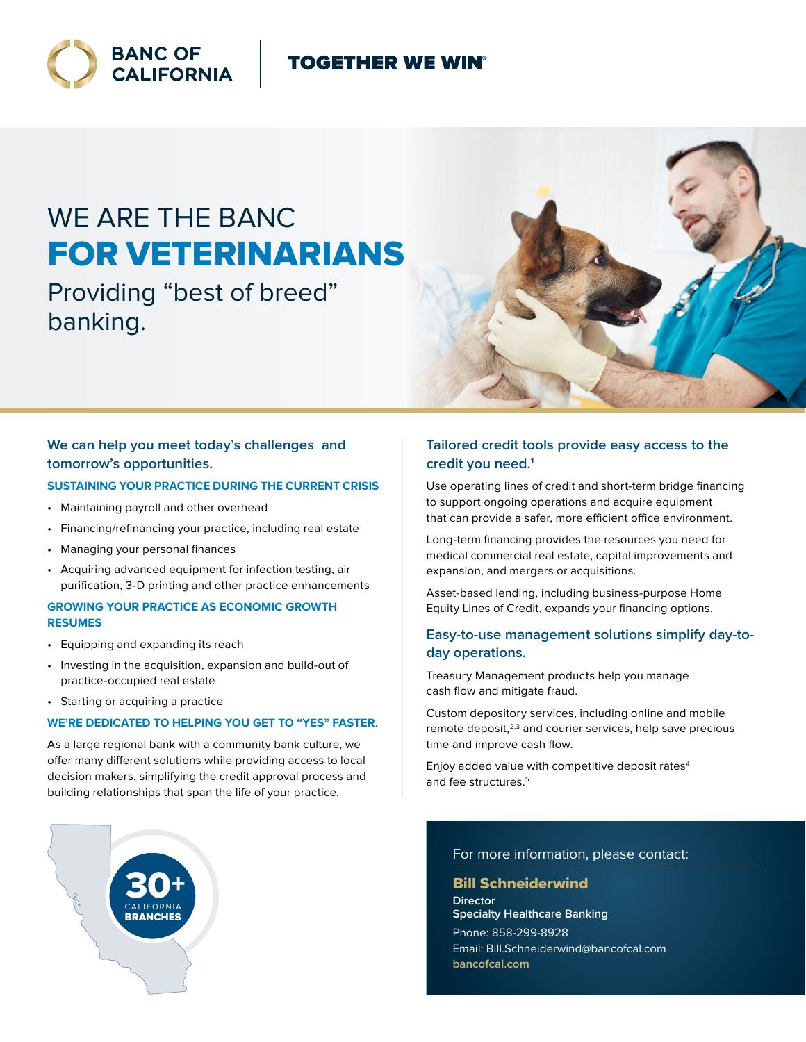BANC OF CALIFORNIA | TOGETHER WE WIN®

# WE ARE THE BANC FOR VETERINARIANS

Providing "best of breed" banking.

## We can help you meet today's challenges and tomorrow's opportunities.

### SUSTAINING YOUR PRACTICE DURING THE CURRENT CRISIS

- Maintaining payroll and other overhead
- Financing/refinancing your practice, including real estate
- Managing your personal finances
- Acquiring advanced equipment for infection testing, air purification, 3-D printing and other practice enhancements

### GROWING YOUR PRACTICE AS ECONOMIC GROWTH RESUMES

- Equipping and expanding its reach
- Investing in the acquisition, expansion and build-out of practice-occupied real estate
- Starting or acquiring a practice

### WE'RE DEDICATED TO HELPING YOU GET TO "YES" FASTER.

As a large regional bank with a community bank culture, we offer many different solutions while providing access to local decision makers, simplifying the credit approval process and building relationships that span the life of your practice.

## Tailored credit tools provide easy access to the credit you need.[1]

Use operating lines of credit and short-term bridge financing to support ongoing operations and acquire equipment that can provide a safer, more efficient office environment.

Long-term financing provides the resources you need for medical commercial real estate, capital improvements and expansion, and mergers or acquisitions.

Asset-based lending, including business-purpose Home Equity Lines of Credit, expands your financing options.

## Easy-to-use management solutions simplify day-to-day operations.

Treasury Management products help you manage cash flow and mitigate fraud.

Custom depository services, including online and mobile remote deposit,[2,3] and courier services, help save precious time and improve cash flow.

Enjoy added value with competitive deposit rates[4] and fee structures.[5]

**30+** CALIFORNIA **BRANCHES**

For more information, please contact:

**Bill Schneiderwind**
**Director**
**Specialty Healthcare Banking**
Phone: 858-299-8928
Email: Bill.Schneiderwind@bancofcal.com
bancofcal.com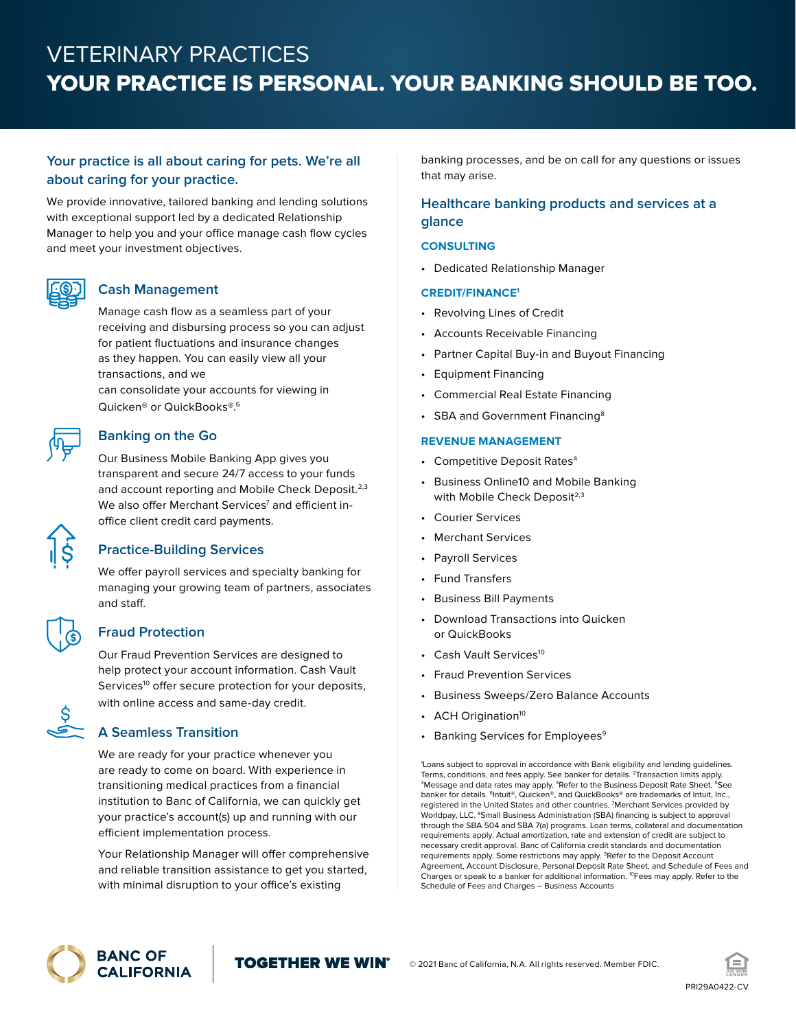# VETERINARY PRACTICES

# YOUR PRACTICE IS PERSONAL. YOUR BANKING SHOULD BE TOO.

## Your practice is all about caring for pets. We're all about caring for your practice.

We provide innovative, tailored banking and lending solutions with exceptional support led by a dedicated Relationship Manager to help you and your office manage cash flow cycles and meet your investment objectives.

### Cash Management

Manage cash flow as a seamless part of your receiving and disbursing process so you can adjust for patient fluctuations and insurance changes as they happen. You can easily view all your transactions, and we can consolidate your accounts for viewing in Quicken® or QuickBooks®.[6]

### Banking on the Go

Our Business Mobile Banking App gives you transparent and secure 24/7 access to your funds and account reporting and Mobile Check Deposit.[2,3] We also offer Merchant Services[7] and efficient in-office client credit card payments.

### Practice-Building Services

We offer payroll services and specialty banking for managing your growing team of partners, associates and staff.

### Fraud Protection

Our Fraud Prevention Services are designed to help protect your account information. Cash Vault Services[10] offer secure protection for your deposits, with online access and same-day credit.

### A Seamless Transition

We are ready for your practice whenever you are ready to come on board. With experience in transitioning medical practices from a financial institution to Banc of California, we can quickly get your practice's account(s) up and running with our efficient implementation process.

Your Relationship Manager will offer comprehensive and reliable transition assistance to get you started, with minimal disruption to your office's existing banking processes, and be on call for any questions or issues that may arise.

## Healthcare banking products and services at a glance

#### CONSULTING

- Dedicated Relationship Manager

#### CREDIT/FINANCE[1]

- Revolving Lines of Credit
- Accounts Receivable Financing
- Partner Capital Buy-in and Buyout Financing
- Equipment Financing
- Commercial Real Estate Financing
- SBA and Government Financing[8]

#### REVENUE MANAGEMENT

- Competitive Deposit Rates[4]
- Business Online10 and Mobile Banking with Mobile Check Deposit[2,3]
- Courier Services
- Merchant Services
- Payroll Services
- Fund Transfers
- Business Bill Payments
- Download Transactions into Quicken or QuickBooks
- Cash Vault Services[10]
- Fraud Prevention Services
- Business Sweeps/Zero Balance Accounts
- ACH Origination[10]
- Banking Services for Employees[9]

[1]Loans subject to approval in accordance with Bank eligibility and lending guidelines. Terms, conditions, and fees apply. See banker for details. [2]Transaction limits apply. [3]Message and data rates may apply. [4]Refer to the Business Deposit Rate Sheet. [5]See banker for details. [6]Intuit®, Quicken®, and QuickBooks® are trademarks of Intuit, Inc., registered in the United States and other countries. [7]Merchant Services provided by Worldpay, LLC. [8]Small Business Administration (SBA) financing is subject to approval through the SBA 504 and SBA 7(a) programs. Loan terms, collateral and documentation requirements apply. Actual amortization, rate and extension of credit are subject to necessary credit approval. Banc of California credit standards and documentation requirements apply. Some restrictions may apply. [9]Refer to the Deposit Account Agreement, Account Disclosure, Personal Deposit Rate Sheet, and Schedule of Fees and Charges or speak to a banker for additional information. [10]Fees may apply. Refer to the Schedule of Fees and Charges – Business Accounts

BANC OF CALIFORNIA | TOGETHER WE WIN®

© 2021 Banc of California, N.A. All rights reserved. Member FDIC.

PRI29A0422-CV